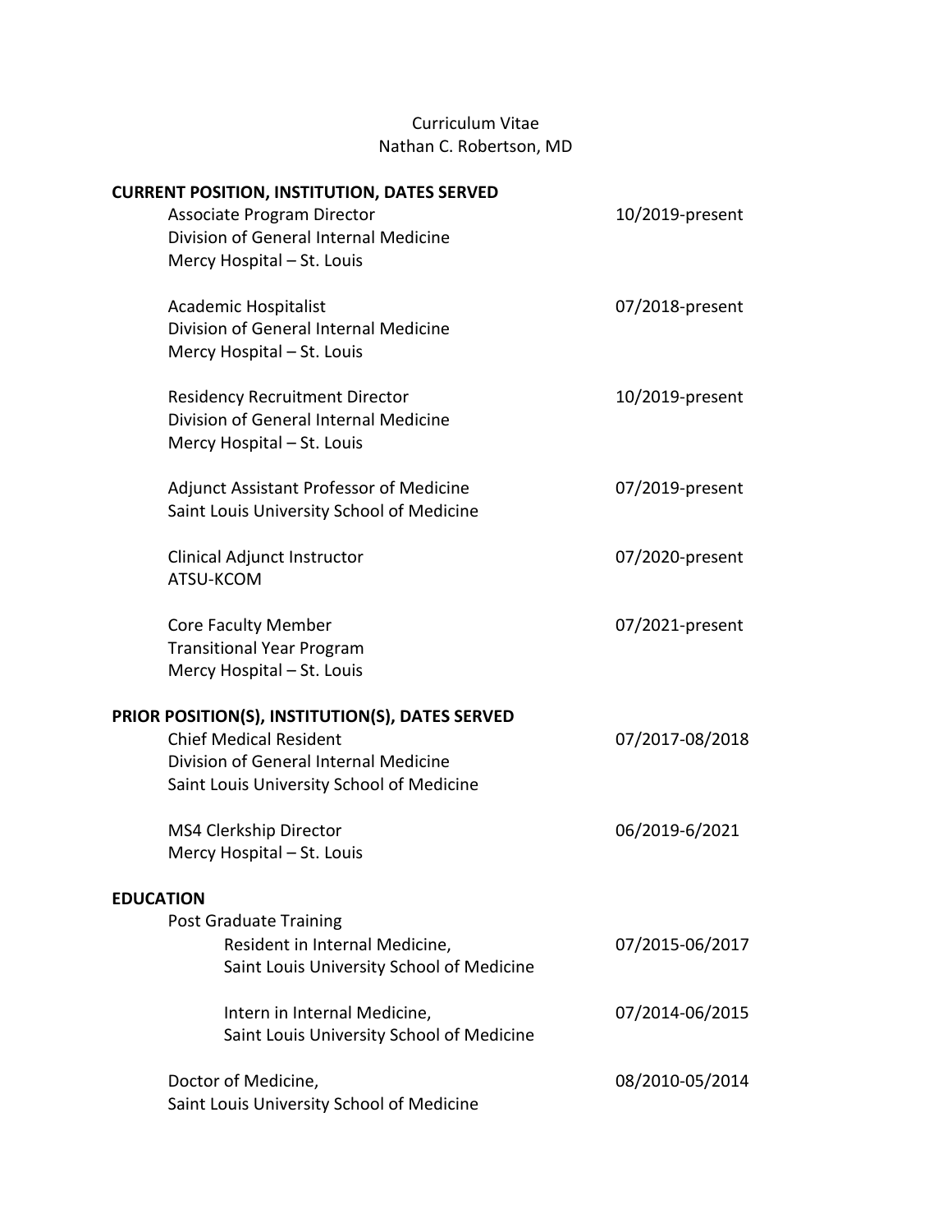# Curriculum Vitae
## Nathan C. Robertson, MD

### CURRENT POSITION, INSTITUTION, DATES SERVED

Associate Program Director — 10/2019-present
Division of General Internal Medicine
Mercy Hospital – St. Louis

Academic Hospitalist — 07/2018-present
Division of General Internal Medicine
Mercy Hospital – St. Louis

Residency Recruitment Director — 10/2019-present
Division of General Internal Medicine
Mercy Hospital – St. Louis

Adjunct Assistant Professor of Medicine — 07/2019-present
Saint Louis University School of Medicine

Clinical Adjunct Instructor — 07/2020-present
ATSU-KCOM

Core Faculty Member — 07/2021-present
Transitional Year Program
Mercy Hospital – St. Louis

### PRIOR POSITION(S), INSTITUTION(S), DATES SERVED

Chief Medical Resident — 07/2017-08/2018
Division of General Internal Medicine
Saint Louis University School of Medicine

MS4 Clerkship Director — 06/2019-6/2021
Mercy Hospital – St. Louis

### EDUCATION

Post Graduate Training

- Resident in Internal Medicine, — 07/2015-06/2017
  Saint Louis University School of Medicine

- Intern in Internal Medicine, — 07/2014-06/2015
  Saint Louis University School of Medicine

Doctor of Medicine, — 08/2010-05/2014
Saint Louis University School of Medicine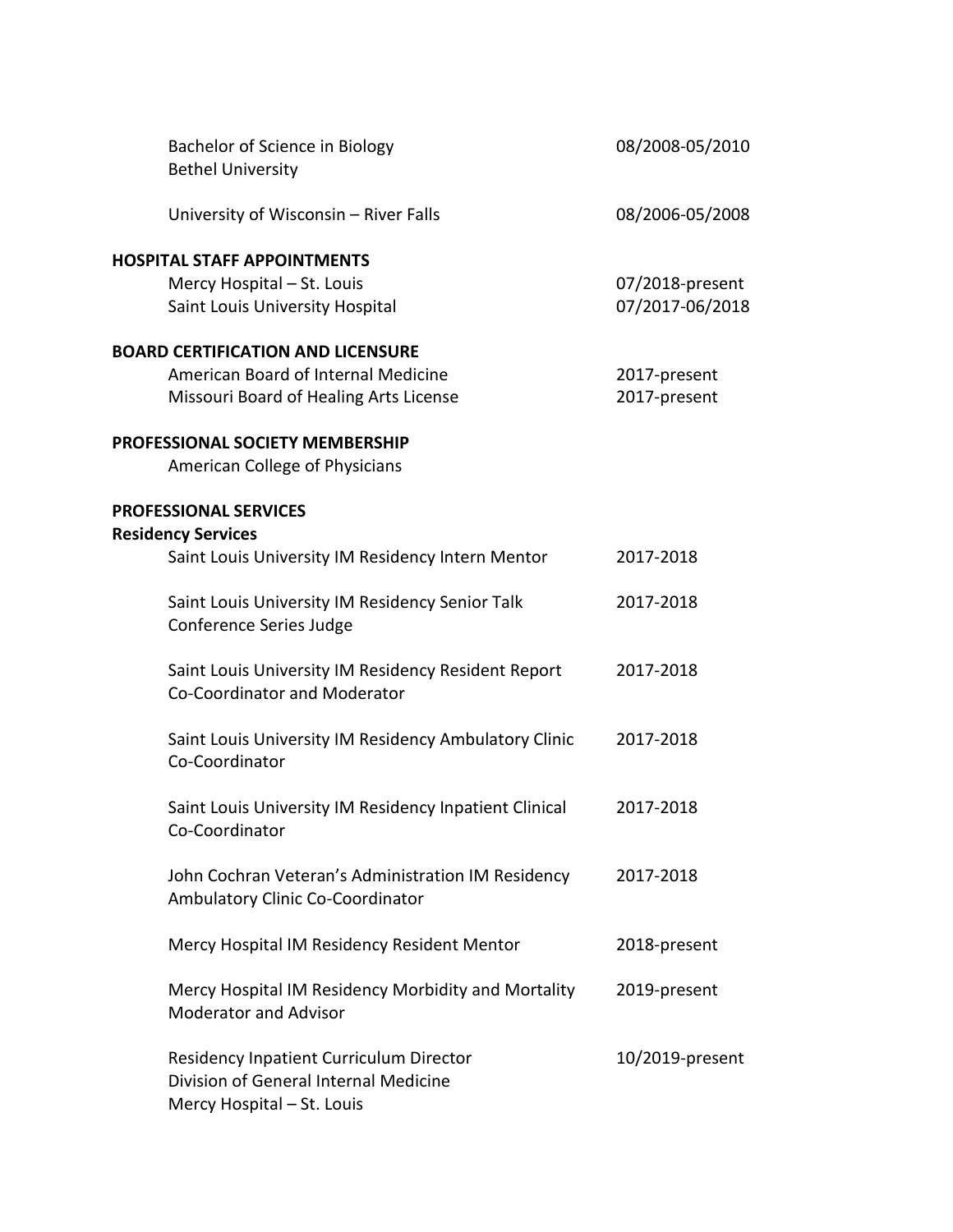Bachelor of Science in Biology — 08/2008-05/2010
Bethel University

University of Wisconsin – River Falls — 08/2006-05/2008

## HOSPITAL STAFF APPOINTMENTS

Mercy Hospital – St. Louis — 07/2018-present
Saint Louis University Hospital — 07/2017-06/2018

## BOARD CERTIFICATION AND LICENSURE

American Board of Internal Medicine — 2017-present
Missouri Board of Healing Arts License — 2017-present

## PROFESSIONAL SOCIETY MEMBERSHIP

American College of Physicians

## PROFESSIONAL SERVICES

### Residency Services

Saint Louis University IM Residency Intern Mentor — 2017-2018

Saint Louis University IM Residency Senior Talk Conference Series Judge — 2017-2018

Saint Louis University IM Residency Resident Report Co-Coordinator and Moderator — 2017-2018

Saint Louis University IM Residency Ambulatory Clinic Co-Coordinator — 2017-2018

Saint Louis University IM Residency Inpatient Clinical Co-Coordinator — 2017-2018

John Cochran Veteran's Administration IM Residency Ambulatory Clinic Co-Coordinator — 2017-2018

Mercy Hospital IM Residency Resident Mentor — 2018-present

Mercy Hospital IM Residency Morbidity and Mortality Moderator and Advisor — 2019-present

Residency Inpatient Curriculum Director — 10/2019-present
Division of General Internal Medicine
Mercy Hospital – St. Louis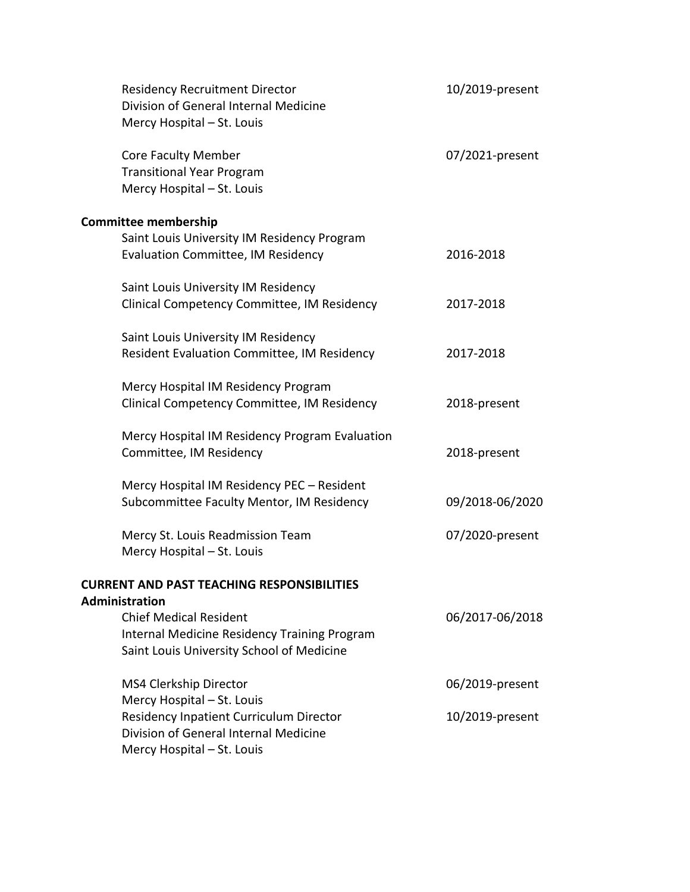Residency Recruitment Director — 10/2019-present
Division of General Internal Medicine
Mercy Hospital – St. Louis

Core Faculty Member — 07/2021-present
Transitional Year Program
Mercy Hospital – St. Louis

**Committee membership**

Saint Louis University IM Residency Program
Evaluation Committee, IM Residency — 2016-2018

Saint Louis University IM Residency
Clinical Competency Committee, IM Residency — 2017-2018

Saint Louis University IM Residency
Resident Evaluation Committee, IM Residency — 2017-2018

Mercy Hospital IM Residency Program
Clinical Competency Committee, IM Residency — 2018-present

Mercy Hospital IM Residency Program Evaluation
Committee, IM Residency — 2018-present

Mercy Hospital IM Residency PEC – Resident
Subcommittee Faculty Mentor, IM Residency — 09/2018-06/2020

Mercy St. Louis Readmission Team — 07/2020-present
Mercy Hospital – St. Louis

**CURRENT AND PAST TEACHING RESPONSIBILITIES**

**Administration**

Chief Medical Resident — 06/2017-06/2018
Internal Medicine Residency Training Program
Saint Louis University School of Medicine

MS4 Clerkship Director — 06/2019-present
Mercy Hospital – St. Louis

Residency Inpatient Curriculum Director — 10/2019-present
Division of General Internal Medicine
Mercy Hospital – St. Louis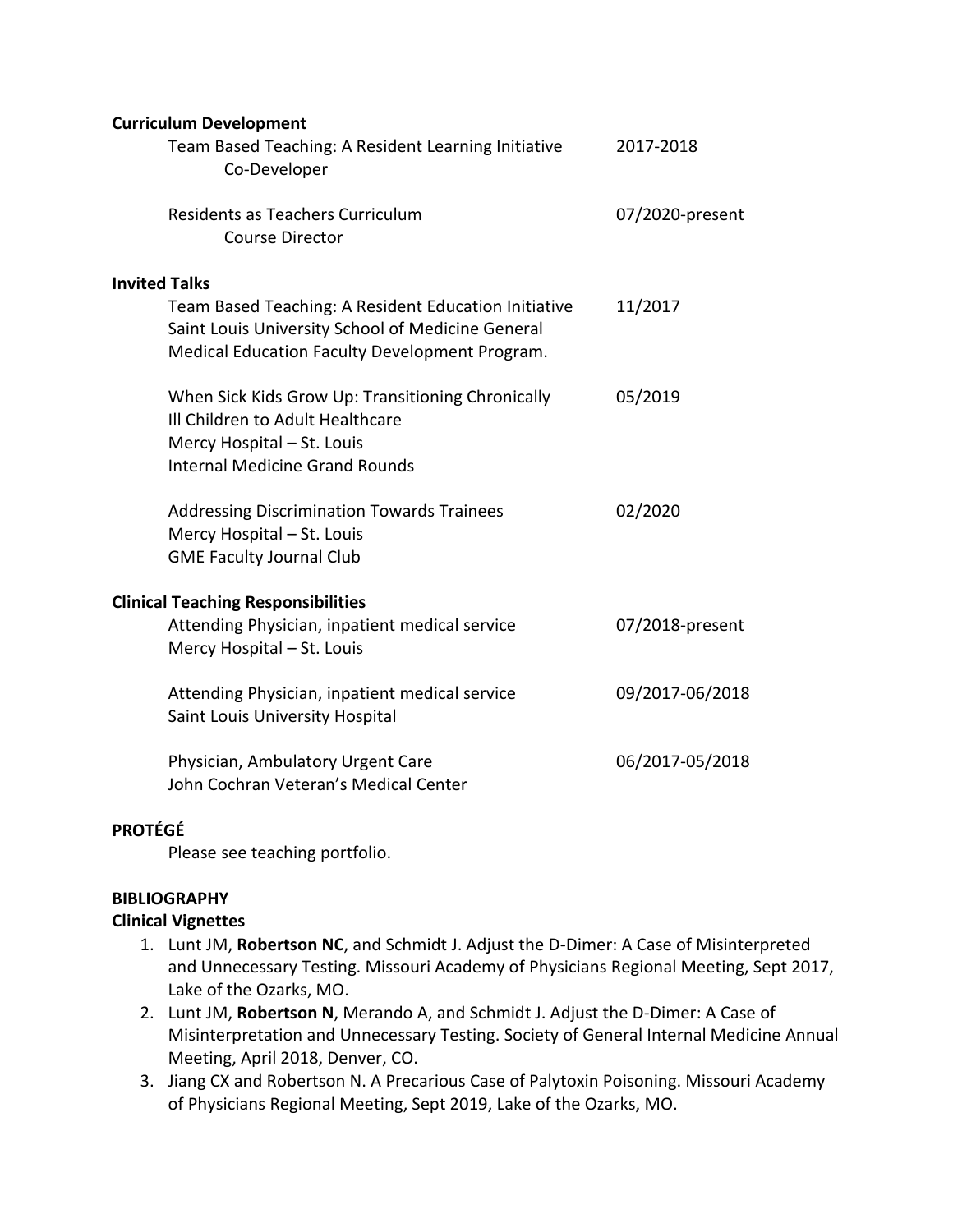**Curriculum Development**

Team Based Teaching: A Resident Learning Initiative — 2017-2018
Co-Developer

Residents as Teachers Curriculum — 07/2020-present
Course Director

**Invited Talks**

Team Based Teaching: A Resident Education Initiative — 11/2017
Saint Louis University School of Medicine General Medical Education Faculty Development Program.

When Sick Kids Grow Up: Transitioning Chronically Ill Children to Adult Healthcare — 05/2019
Mercy Hospital – St. Louis
Internal Medicine Grand Rounds

Addressing Discrimination Towards Trainees — 02/2020
Mercy Hospital – St. Louis
GME Faculty Journal Club

**Clinical Teaching Responsibilities**

Attending Physician, inpatient medical service — 07/2018-present
Mercy Hospital – St. Louis

Attending Physician, inpatient medical service — 09/2017-06/2018
Saint Louis University Hospital

Physician, Ambulatory Urgent Care — 06/2017-05/2018
John Cochran Veteran's Medical Center

**PROTÉGÉ**

Please see teaching portfolio.

**BIBLIOGRAPHY**

**Clinical Vignettes**

1. Lunt JM, **Robertson NC**, and Schmidt J. Adjust the D-Dimer: A Case of Misinterpreted and Unnecessary Testing. Missouri Academy of Physicians Regional Meeting, Sept 2017, Lake of the Ozarks, MO.
2. Lunt JM, **Robertson N**, Merando A, and Schmidt J. Adjust the D-Dimer: A Case of Misinterpretation and Unnecessary Testing. Society of General Internal Medicine Annual Meeting, April 2018, Denver, CO.
3. Jiang CX and Robertson N. A Precarious Case of Palytoxin Poisoning. Missouri Academy of Physicians Regional Meeting, Sept 2019, Lake of the Ozarks, MO.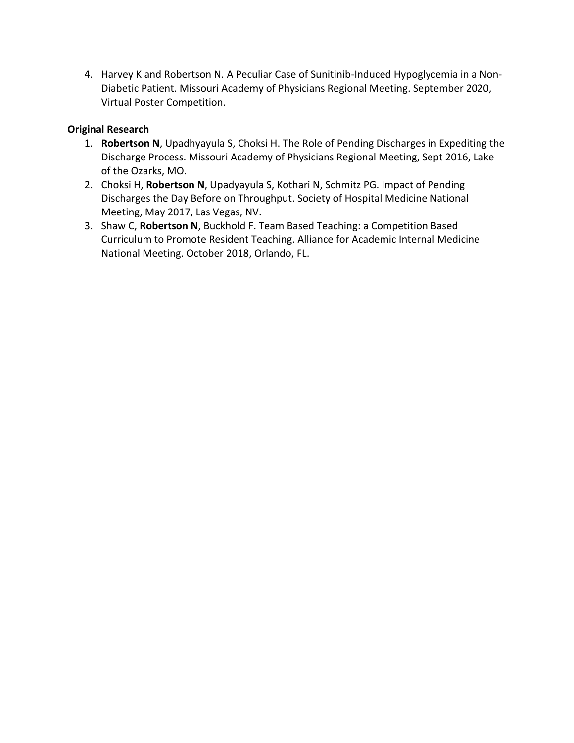4. Harvey K and Robertson N. A Peculiar Case of Sunitinib-Induced Hypoglycemia in a Non-Diabetic Patient. Missouri Academy of Physicians Regional Meeting. September 2020, Virtual Poster Competition.

**Original Research**

1. **Robertson N**, Upadhyayula S, Choksi H. The Role of Pending Discharges in Expediting the Discharge Process. Missouri Academy of Physicians Regional Meeting, Sept 2016, Lake of the Ozarks, MO.
2. Choksi H, **Robertson N**, Upadyayula S, Kothari N, Schmitz PG. Impact of Pending Discharges the Day Before on Throughput. Society of Hospital Medicine National Meeting, May 2017, Las Vegas, NV.
3. Shaw C, **Robertson N**, Buckhold F. Team Based Teaching: a Competition Based Curriculum to Promote Resident Teaching. Alliance for Academic Internal Medicine National Meeting. October 2018, Orlando, FL.